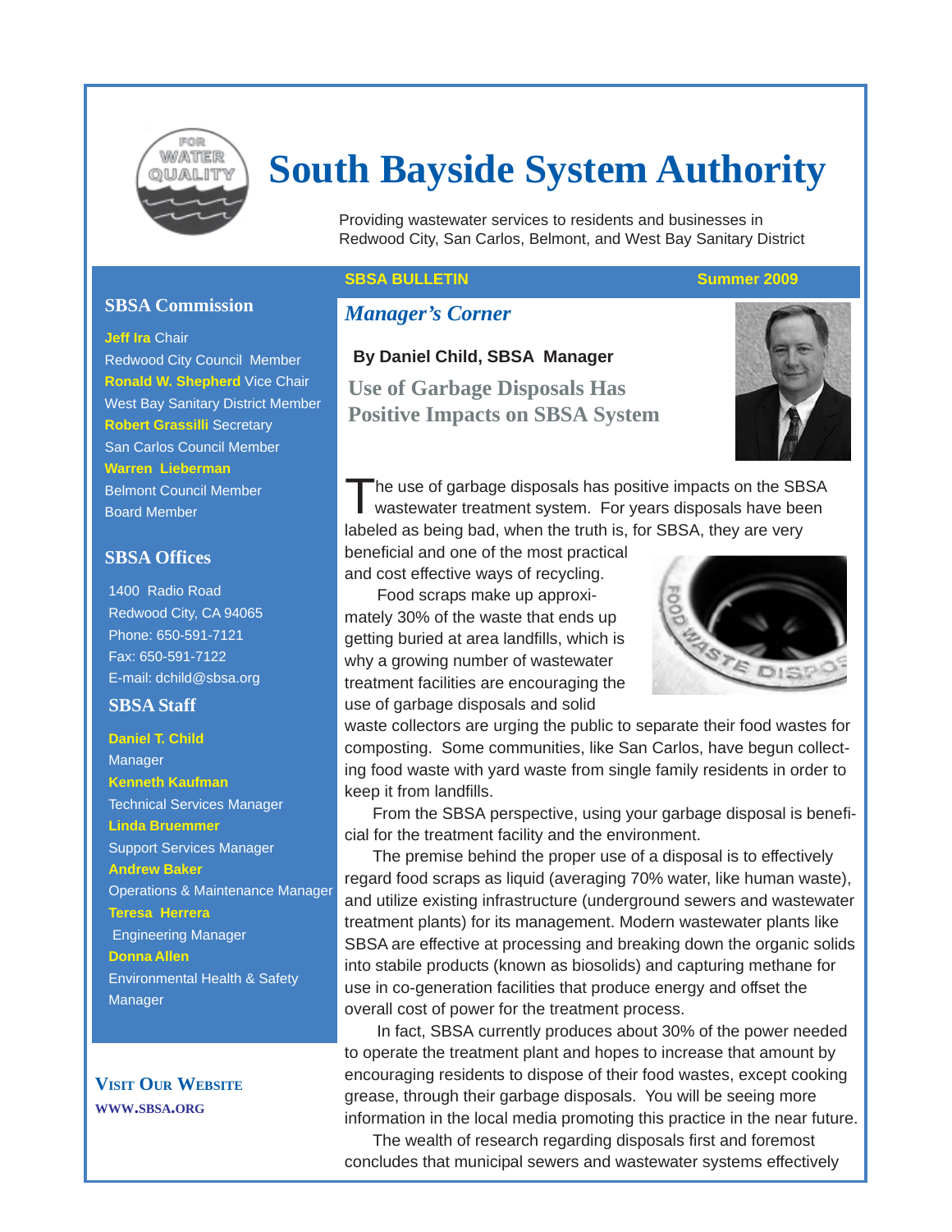# South Bayside System Authority

Providing wastewater services to residents and businesses in Redwood City, San Carlos, Belmont, and West Bay Sanitary District

**SBSA BULLETIN** **Summer 2009**

## SBSA Commission

**Jeff Ira** Chair
Redwood City Council Member
**Ronald W. Shepherd** Vice Chair
West Bay Sanitary District Member
**Robert Grassilli** Secretary
San Carlos Council Member
**Warren Lieberman**
Belmont Council Member
Board Member

## SBSA Offices

1400 Radio Road
Redwood City, CA 94065
Phone: 650-591-7121
Fax: 650-591-7122
E-mail: dchild@sbsa.org

## SBSA Staff

**Daniel T. Child**
Manager
**Kenneth Kaufman**
Technical Services Manager
**Linda Bruemmer**
Support Services Manager
**Andrew Baker**
Operations & Maintenance Manager
**Teresa Herrera**
Engineering Manager
**Donna Allen**
Environmental Health & Safety Manager

**VISIT OUR WEBSITE**
**WWW.SBSA.ORG**

## *Manager's Corner*

**By Daniel Child, SBSA Manager**

### Use of Garbage Disposals Has Positive Impacts on SBSA System

The use of garbage disposals has positive impacts on the SBSA wastewater treatment system. For years disposals have been labeled as being bad, when the truth is, for SBSA, they are very beneficial and one of the most practical and cost effective ways of recycling.

Food scraps make up approximately 30% of the waste that ends up getting buried at area landfills, which is why a growing number of wastewater treatment facilities are encouraging the use of garbage disposals and solid waste collectors are urging the public to separate their food wastes for composting. Some communities, like San Carlos, have begun collecting food waste with yard waste from single family residents in order to keep it from landfills.

From the SBSA perspective, using your garbage disposal is beneficial for the treatment facility and the environment.

The premise behind the proper use of a disposal is to effectively regard food scraps as liquid (averaging 70% water, like human waste), and utilize existing infrastructure (underground sewers and wastewater treatment plants) for its management. Modern wastewater plants like SBSA are effective at processing and breaking down the organic solids into stabile products (known as biosolids) and capturing methane for use in co-generation facilities that produce energy and offset the overall cost of power for the treatment process.

In fact, SBSA currently produces about 30% of the power needed to operate the treatment plant and hopes to increase that amount by encouraging residents to dispose of their food wastes, except cooking grease, through their garbage disposals. You will be seeing more information in the local media promoting this practice in the near future.

The wealth of research regarding disposals first and foremost concludes that municipal sewers and wastewater systems effectively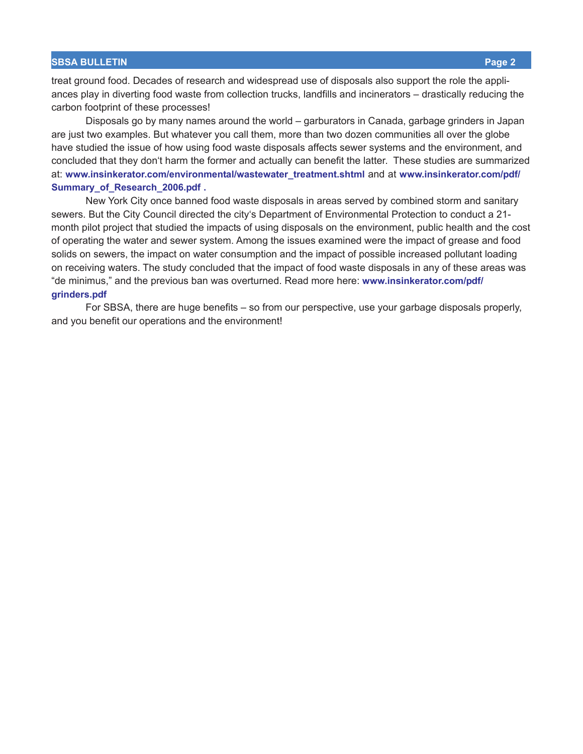treat ground food. Decades of research and widespread use of disposals also support the role the appliances play in diverting food waste from collection trucks, landfills and incinerators – drastically reducing the carbon footprint of these processes!

Disposals go by many names around the world – garburators in Canada, garbage grinders in Japan are just two examples. But whatever you call them, more than two dozen communities all over the globe have studied the issue of how using food waste disposals affects sewer systems and the environment, and concluded that they don't harm the former and actually can benefit the latter. These studies are summarized at: **www.insinkerator.com/environmental/wastewater_treatment.shtml** and at **www.insinkerator.com/pdf/Summary_of_Research_2006.pdf .**

New York City once banned food waste disposals in areas served by combined storm and sanitary sewers. But the City Council directed the city's Department of Environmental Protection to conduct a 21-month pilot project that studied the impacts of using disposals on the environment, public health and the cost of operating the water and sewer system. Among the issues examined were the impact of grease and food solids on sewers, the impact on water consumption and the impact of possible increased pollutant loading on receiving waters. The study concluded that the impact of food waste disposals in any of these areas was "de minimus," and the previous ban was overturned. Read more here: **www.insinkerator.com/pdf/grinders.pdf**

For SBSA, there are huge benefits – so from our perspective, use your garbage disposals properly, and you benefit our operations and the environment!